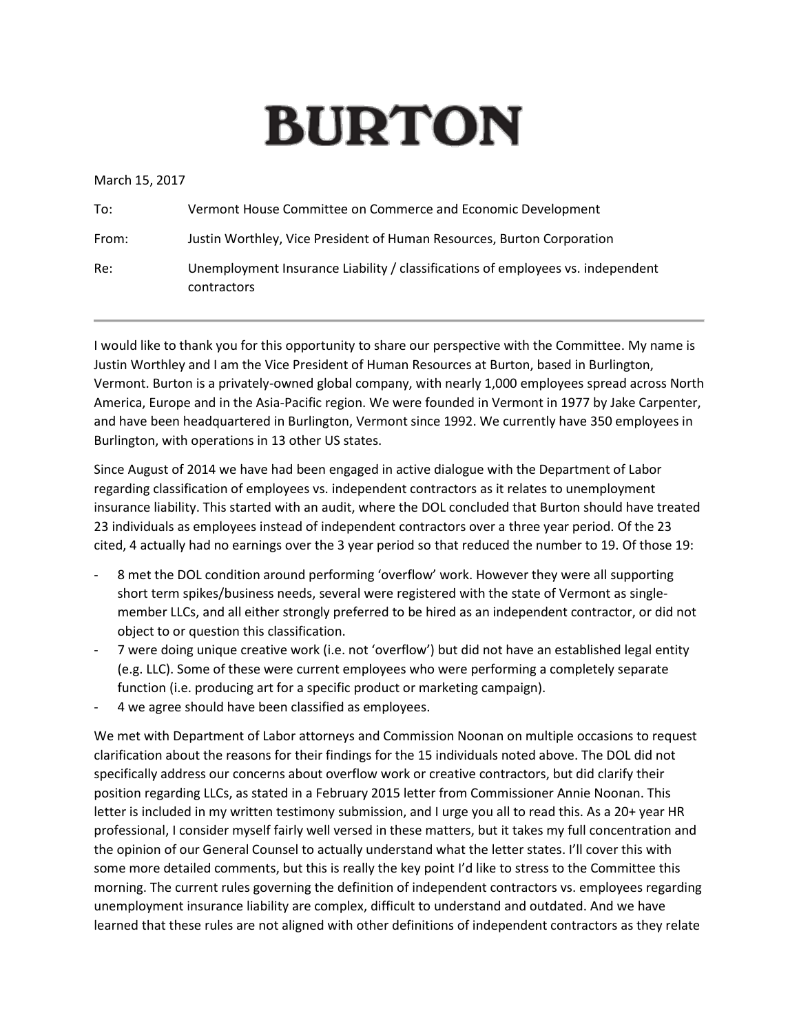# BURTON

March 15, 2017

| | |
|---|---|
| To: | Vermont House Committee on Commerce and Economic Development |
| From: | Justin Worthley, Vice President of Human Resources, Burton Corporation |
| Re: | Unemployment Insurance Liability / classifications of employees vs. independent contractors |

---

I would like to thank you for this opportunity to share our perspective with the Committee. My name is Justin Worthley and I am the Vice President of Human Resources at Burton, based in Burlington, Vermont. Burton is a privately-owned global company, with nearly 1,000 employees spread across North America, Europe and in the Asia-Pacific region. We were founded in Vermont in 1977 by Jake Carpenter, and have been headquartered in Burlington, Vermont since 1992. We currently have 350 employees in Burlington, with operations in 13 other US states.

Since August of 2014 we have had been engaged in active dialogue with the Department of Labor regarding classification of employees vs. independent contractors as it relates to unemployment insurance liability. This started with an audit, where the DOL concluded that Burton should have treated 23 individuals as employees instead of independent contractors over a three year period. Of the 23 cited, 4 actually had no earnings over the 3 year period so that reduced the number to 19. Of those 19:

- 8 met the DOL condition around performing 'overflow' work. However they were all supporting short term spikes/business needs, several were registered with the state of Vermont as single-member LLCs, and all either strongly preferred to be hired as an independent contractor, or did not object to or question this classification.
- 7 were doing unique creative work (i.e. not 'overflow') but did not have an established legal entity (e.g. LLC). Some of these were current employees who were performing a completely separate function (i.e. producing art for a specific product or marketing campaign).
- 4 we agree should have been classified as employees.

We met with Department of Labor attorneys and Commission Noonan on multiple occasions to request clarification about the reasons for their findings for the 15 individuals noted above. The DOL did not specifically address our concerns about overflow work or creative contractors, but did clarify their position regarding LLCs, as stated in a February 2015 letter from Commissioner Annie Noonan. This letter is included in my written testimony submission, and I urge you all to read this. As a 20+ year HR professional, I consider myself fairly well versed in these matters, but it takes my full concentration and the opinion of our General Counsel to actually understand what the letter states. I'll cover this with some more detailed comments, but this is really the key point I'd like to stress to the Committee this morning. The current rules governing the definition of independent contractors vs. employees regarding unemployment insurance liability are complex, difficult to understand and outdated. And we have learned that these rules are not aligned with other definitions of independent contractors as they relate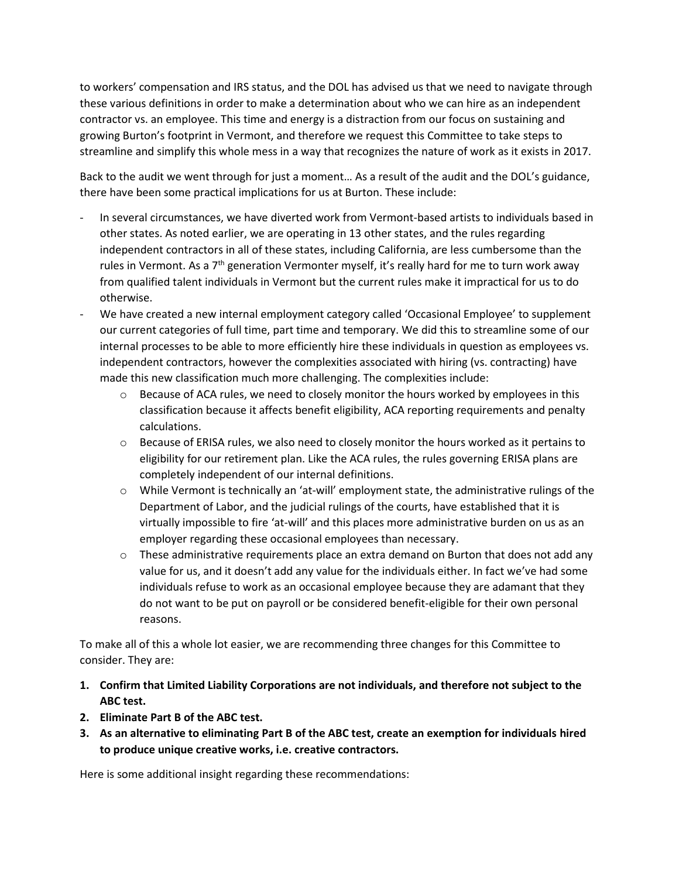to workers' compensation and IRS status, and the DOL has advised us that we need to navigate through these various definitions in order to make a determination about who we can hire as an independent contractor vs. an employee. This time and energy is a distraction from our focus on sustaining and growing Burton's footprint in Vermont, and therefore we request this Committee to take steps to streamline and simplify this whole mess in a way that recognizes the nature of work as it exists in 2017.

Back to the audit we went through for just a moment… As a result of the audit and the DOL's guidance, there have been some practical implications for us at Burton. These include:

- In several circumstances, we have diverted work from Vermont-based artists to individuals based in other states. As noted earlier, we are operating in 13 other states, and the rules regarding independent contractors in all of these states, including California, are less cumbersome than the rules in Vermont. As a 7th generation Vermonter myself, it's really hard for me to turn work away from qualified talent individuals in Vermont but the current rules make it impractical for us to do otherwise.
- We have created a new internal employment category called 'Occasional Employee' to supplement our current categories of full time, part time and temporary. We did this to streamline some of our internal processes to be able to more efficiently hire these individuals in question as employees vs. independent contractors, however the complexities associated with hiring (vs. contracting) have made this new classification much more challenging. The complexities include:
  - Because of ACA rules, we need to closely monitor the hours worked by employees in this classification because it affects benefit eligibility, ACA reporting requirements and penalty calculations.
  - Because of ERISA rules, we also need to closely monitor the hours worked as it pertains to eligibility for our retirement plan. Like the ACA rules, the rules governing ERISA plans are completely independent of our internal definitions.
  - While Vermont is technically an 'at-will' employment state, the administrative rulings of the Department of Labor, and the judicial rulings of the courts, have established that it is virtually impossible to fire 'at-will' and this places more administrative burden on us as an employer regarding these occasional employees than necessary.
  - These administrative requirements place an extra demand on Burton that does not add any value for us, and it doesn't add any value for the individuals either. In fact we've had some individuals refuse to work as an occasional employee because they are adamant that they do not want to be put on payroll or be considered benefit-eligible for their own personal reasons.

To make all of this a whole lot easier, we are recommending three changes for this Committee to consider. They are:

1. **Confirm that Limited Liability Corporations are not individuals, and therefore not subject to the ABC test.**
2. **Eliminate Part B of the ABC test.**
3. **As an alternative to eliminating Part B of the ABC test, create an exemption for individuals hired to produce unique creative works, i.e. creative contractors.**

Here is some additional insight regarding these recommendations: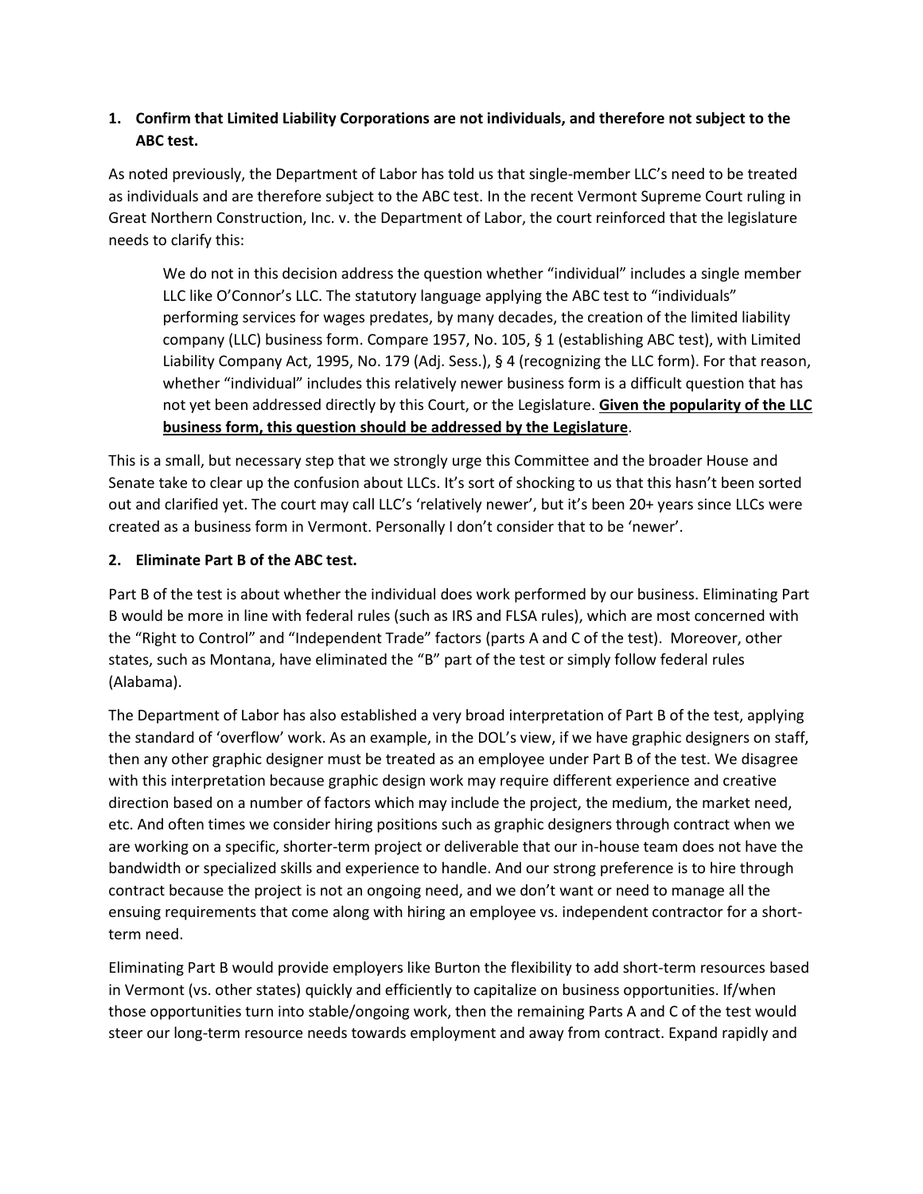**1. Confirm that Limited Liability Corporations are not individuals, and therefore not subject to the ABC test.**

As noted previously, the Department of Labor has told us that single-member LLC's need to be treated as individuals and are therefore subject to the ABC test. In the recent Vermont Supreme Court ruling in Great Northern Construction, Inc. v. the Department of Labor, the court reinforced that the legislature needs to clarify this:

> We do not in this decision address the question whether "individual" includes a single member LLC like O'Connor's LLC. The statutory language applying the ABC test to "individuals" performing services for wages predates, by many decades, the creation of the limited liability company (LLC) business form. Compare 1957, No. 105, § 1 (establishing ABC test), with Limited Liability Company Act, 1995, No. 179 (Adj. Sess.), § 4 (recognizing the LLC form). For that reason, whether "individual" includes this relatively newer business form is a difficult question that has not yet been addressed directly by this Court, or the Legislature. **Given the popularity of the LLC business form, this question should be addressed by the Legislature**.

This is a small, but necessary step that we strongly urge this Committee and the broader House and Senate take to clear up the confusion about LLCs. It's sort of shocking to us that this hasn't been sorted out and clarified yet. The court may call LLC's 'relatively newer', but it's been 20+ years since LLCs were created as a business form in Vermont. Personally I don't consider that to be 'newer'.

**2. Eliminate Part B of the ABC test.**

Part B of the test is about whether the individual does work performed by our business. Eliminating Part B would be more in line with federal rules (such as IRS and FLSA rules), which are most concerned with the "Right to Control" and "Independent Trade" factors (parts A and C of the test). Moreover, other states, such as Montana, have eliminated the "B" part of the test or simply follow federal rules (Alabama).

The Department of Labor has also established a very broad interpretation of Part B of the test, applying the standard of 'overflow' work. As an example, in the DOL's view, if we have graphic designers on staff, then any other graphic designer must be treated as an employee under Part B of the test. We disagree with this interpretation because graphic design work may require different experience and creative direction based on a number of factors which may include the project, the medium, the market need, etc. And often times we consider hiring positions such as graphic designers through contract when we are working on a specific, shorter-term project or deliverable that our in-house team does not have the bandwidth or specialized skills and experience to handle. And our strong preference is to hire through contract because the project is not an ongoing need, and we don't want or need to manage all the ensuing requirements that come along with hiring an employee vs. independent contractor for a short-term need.

Eliminating Part B would provide employers like Burton the flexibility to add short-term resources based in Vermont (vs. other states) quickly and efficiently to capitalize on business opportunities. If/when those opportunities turn into stable/ongoing work, then the remaining Parts A and C of the test would steer our long-term resource needs towards employment and away from contract. Expand rapidly and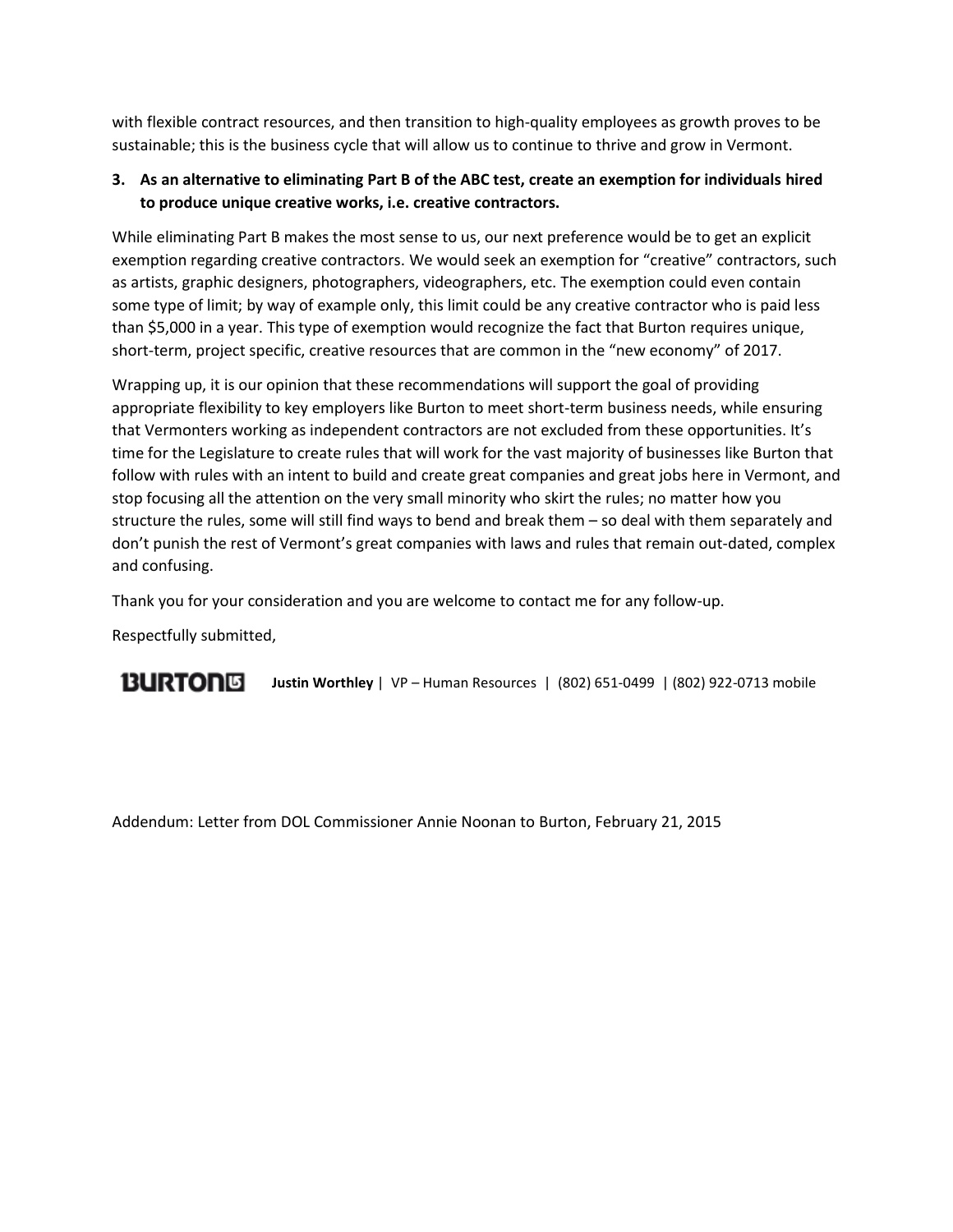with flexible contract resources, and then transition to high-quality employees as growth proves to be sustainable; this is the business cycle that will allow us to continue to thrive and grow in Vermont.

3. **As an alternative to eliminating Part B of the ABC test, create an exemption for individuals hired to produce unique creative works, i.e. creative contractors.**

While eliminating Part B makes the most sense to us, our next preference would be to get an explicit exemption regarding creative contractors. We would seek an exemption for "creative" contractors, such as artists, graphic designers, photographers, videographers, etc. The exemption could even contain some type of limit; by way of example only, this limit could be any creative contractor who is paid less than $5,000 in a year. This type of exemption would recognize the fact that Burton requires unique, short-term, project specific, creative resources that are common in the "new economy" of 2017.

Wrapping up, it is our opinion that these recommendations will support the goal of providing appropriate flexibility to key employers like Burton to meet short-term business needs, while ensuring that Vermonters working as independent contractors are not excluded from these opportunities. It's time for the Legislature to create rules that will work for the vast majority of businesses like Burton that follow with rules with an intent to build and create great companies and great jobs here in Vermont, and stop focusing all the attention on the very small minority who skirt the rules; no matter how you structure the rules, some will still find ways to bend and break them – so deal with them separately and don't punish the rest of Vermont's great companies with laws and rules that remain out-dated, complex and confusing.

Thank you for your consideration and you are welcome to contact me for any follow-up.

Respectfully submitted,

BURTON **Justin Worthley** | VP – Human Resources | (802) 651-0499 | (802) 922-0713 mobile

Addendum: Letter from DOL Commissioner Annie Noonan to Burton, February 21, 2015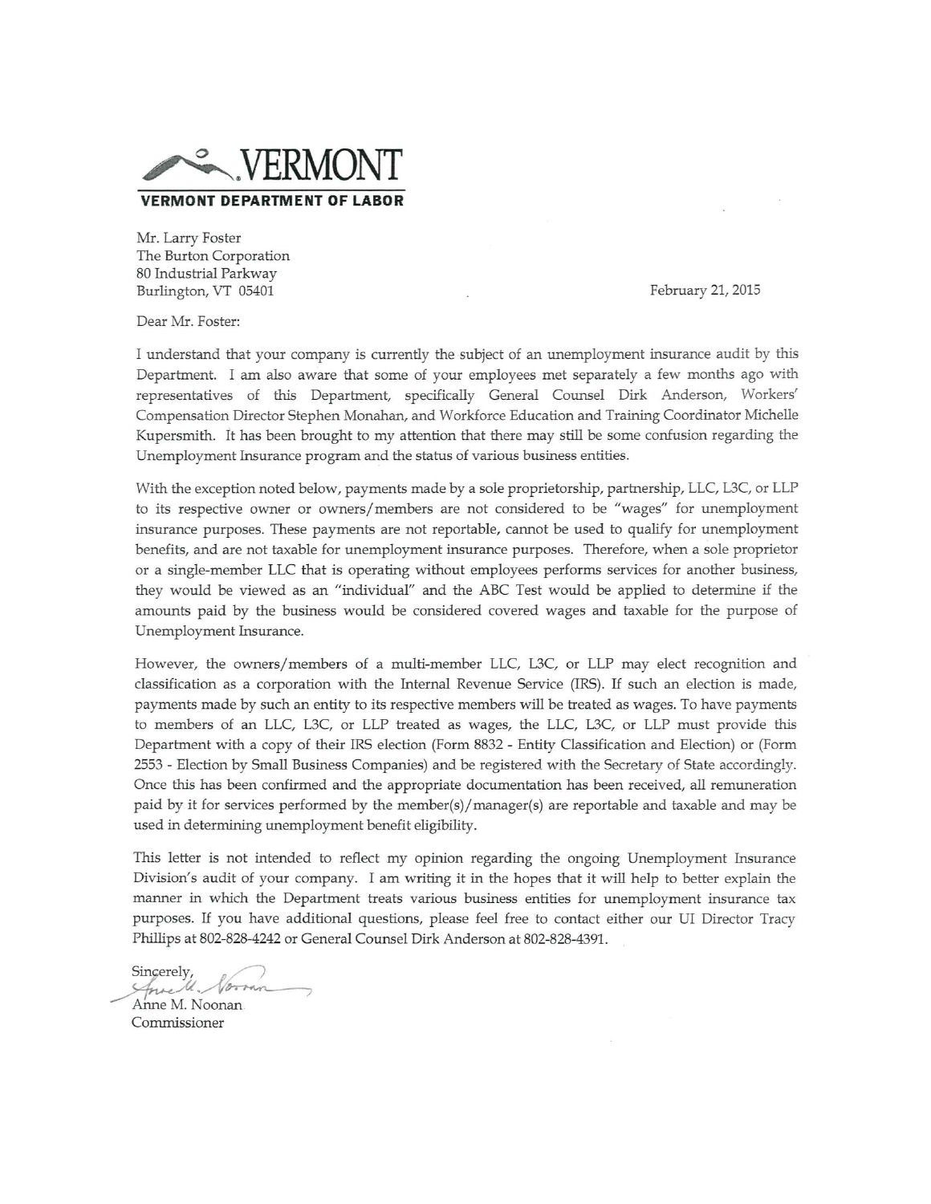# VERMONT

**VERMONT DEPARTMENT OF LABOR**

Mr. Larry Foster
The Burton Corporation
80 Industrial Parkway
Burlington, VT 05401

February 21, 2015

Dear Mr. Foster:

I understand that your company is currently the subject of an unemployment insurance audit by this Department. I am also aware that some of your employees met separately a few months ago with representatives of this Department, specifically General Counsel Dirk Anderson, Workers' Compensation Director Stephen Monahan, and Workforce Education and Training Coordinator Michelle Kupersmith. It has been brought to my attention that there may still be some confusion regarding the Unemployment Insurance program and the status of various business entities.

With the exception noted below, payments made by a sole proprietorship, partnership, LLC, L3C, or LLP to its respective owner or owners/members are not considered to be "wages" for unemployment insurance purposes. These payments are not reportable, cannot be used to qualify for unemployment benefits, and are not taxable for unemployment insurance purposes. Therefore, when a sole proprietor or a single-member LLC that is operating without employees performs services for another business, they would be viewed as an "individual" and the ABC Test would be applied to determine if the amounts paid by the business would be considered covered wages and taxable for the purpose of Unemployment Insurance.

However, the owners/members of a multi-member LLC, L3C, or LLP may elect recognition and classification as a corporation with the Internal Revenue Service (IRS). If such an election is made, payments made by such an entity to its respective members will be treated as wages. To have payments to members of an LLC, L3C, or LLP treated as wages, the LLC, L3C, or LLP must provide this Department with a copy of their IRS election (Form 8832 - Entity Classification and Election) or (Form 2553 - Election by Small Business Companies) and be registered with the Secretary of State accordingly. Once this has been confirmed and the appropriate documentation has been received, all remuneration paid by it for services performed by the member(s)/manager(s) are reportable and taxable and may be used in determining unemployment benefit eligibility.

This letter is not intended to reflect my opinion regarding the ongoing Unemployment Insurance Division's audit of your company. I am writing it in the hopes that it will help to better explain the manner in which the Department treats various business entities for unemployment insurance tax purposes. If you have additional questions, please feel free to contact either our UI Director Tracy Phillips at 802-828-4242 or General Counsel Dirk Anderson at 802-828-4391.

Sincerely,

Anne M. Noonan
Commissioner